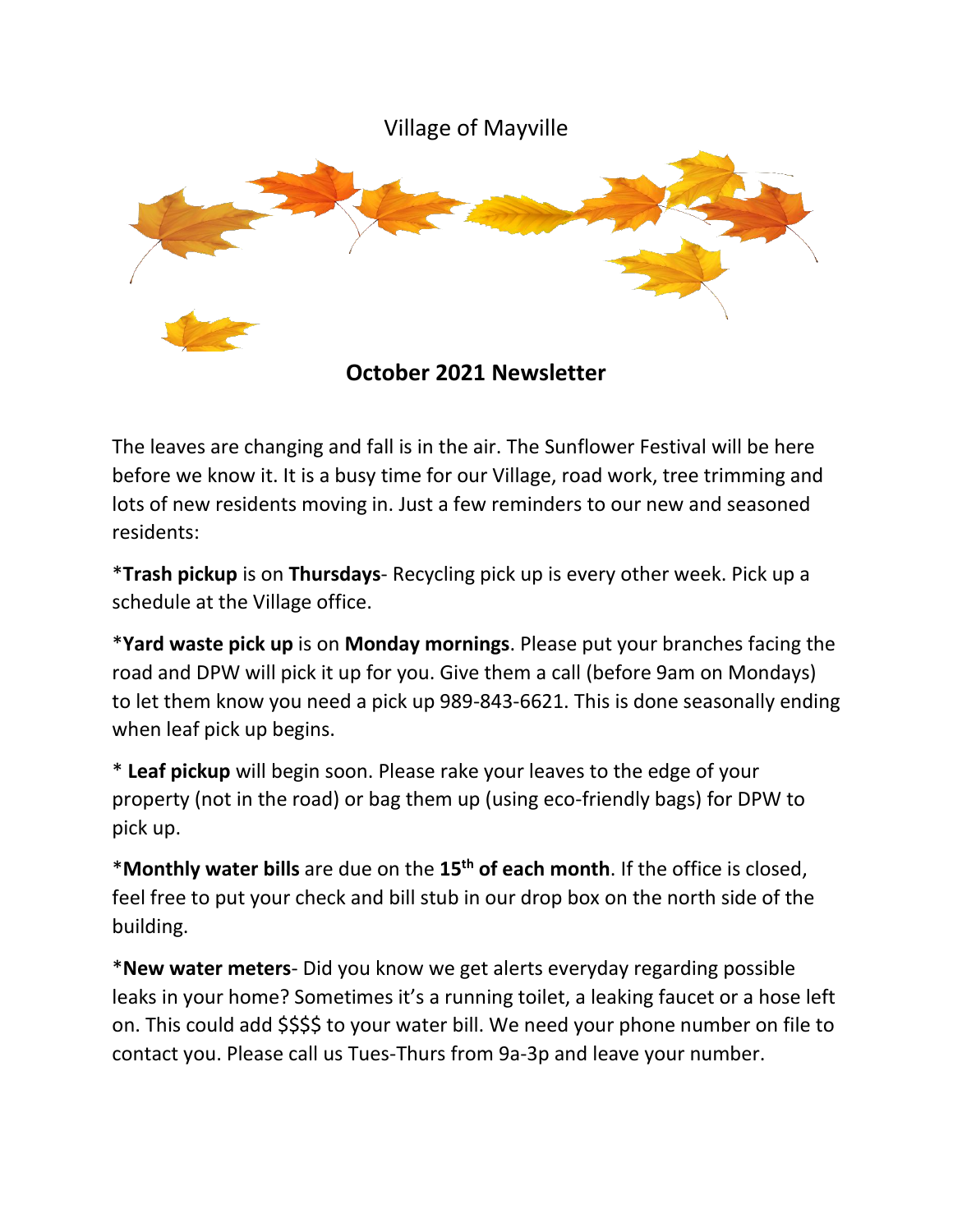Village of Mayville

**October 2021 Newsletter**

The leaves are changing and fall is in the air. The Sunflower Festival will be here before we know it. It is a busy time for our Village, road work, tree trimming and lots of new residents moving in. Just a few reminders to our new and seasoned residents:

*__Trash pickup__ is on **Thursdays**- Recycling pick up is every other week. Pick up a schedule at the Village office.

*__Yard waste pick up__ is on **Monday mornings**. Please put your branches facing the road and DPW will pick it up for you. Give them a call (before 9am on Mondays) to let them know you need a pick up 989-843-6621. This is done seasonally ending when leaf pick up begins.

* **Leaf pickup** will begin soon. Please rake your leaves to the edge of your property (not in the road) or bag them up (using eco-friendly bags) for DPW to pick up.

*__Monthly water bills__ are due on the **15th of each month**. If the office is closed, feel free to put your check and bill stub in our drop box on the north side of the building.

*__New water meters__- Did you know we get alerts everyday regarding possible leaks in your home? Sometimes it's a running toilet, a leaking faucet or a hose left on. This could add $$$$ to your water bill. We need your phone number on file to contact you. Please call us Tues-Thurs from 9a-3p and leave your number.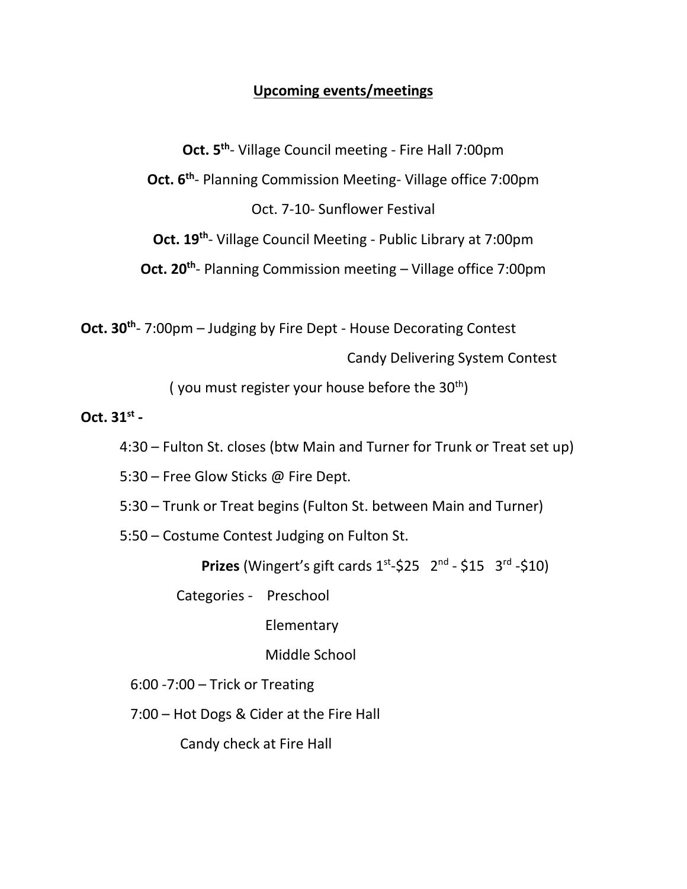## Upcoming events/meetings

**Oct. 5th**- Village Council meeting - Fire Hall 7:00pm

**Oct. 6th**- Planning Commission Meeting- Village office 7:00pm

Oct. 7-10- Sunflower Festival

**Oct. 19th**- Village Council Meeting - Public Library at 7:00pm

**Oct. 20th**- Planning Commission meeting – Village office 7:00pm

**Oct. 30th**- 7:00pm – Judging by Fire Dept - House Decorating Contest

Candy Delivering System Contest

( you must register your house before the 30th)

**Oct. 31st -**

4:30 – Fulton St. closes (btw Main and Turner for Trunk or Treat set up)

5:30 – Free Glow Sticks @ Fire Dept.

5:30 – Trunk or Treat begins (Fulton St. between Main and Turner)

5:50 – Costume Contest Judging on Fulton St.

**Prizes** (Wingert's gift cards 1st-$25 2nd - $15 3rd -$10)

Categories - Preschool

Elementary

Middle School

6:00 -7:00 – Trick or Treating

7:00 – Hot Dogs & Cider at the Fire Hall

Candy check at Fire Hall